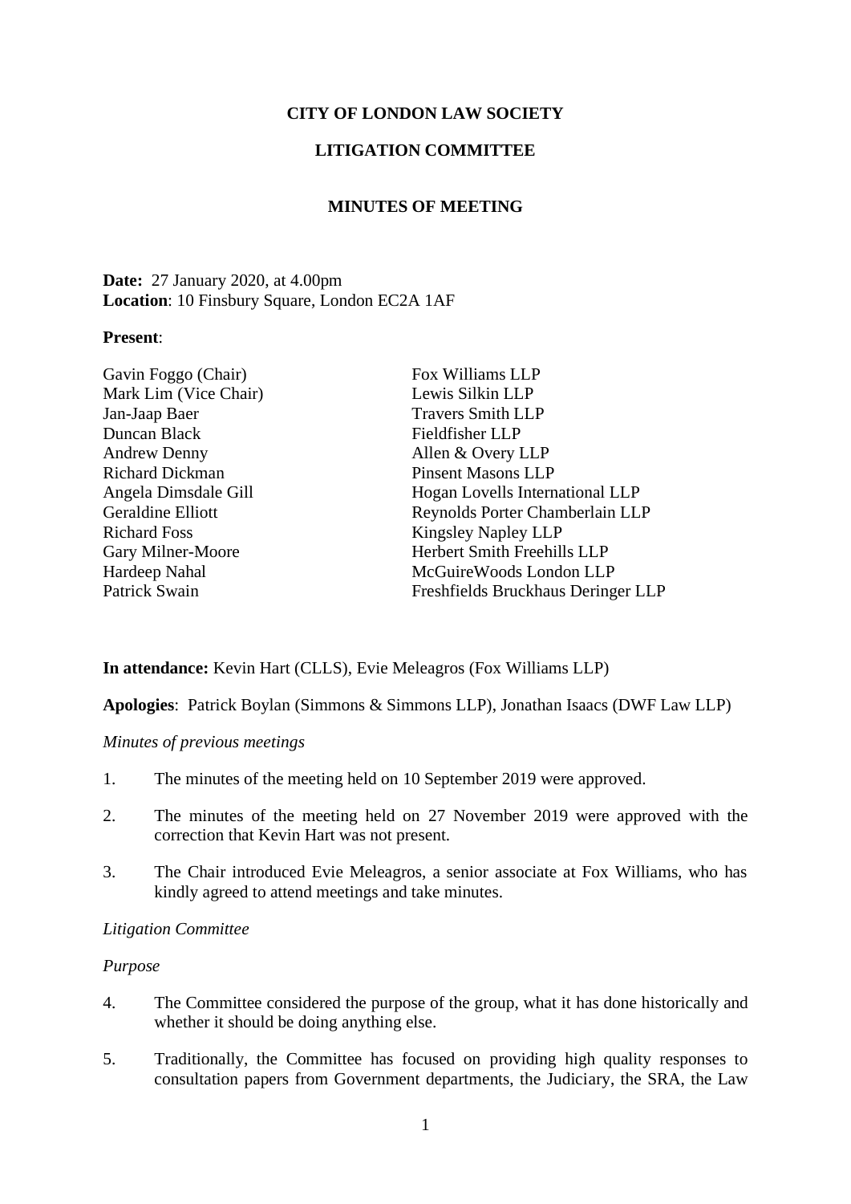# CITY OF LONDON LAW SOCIETY

## LITIGATION COMMITTEE

### MINUTES OF MEETING

**Date:** 27 January 2020, at 4.00pm
**Location**: 10 Finsbury Square, London EC2A 1AF

**Present**:

| | |
|---|---|
| Gavin Foggo (Chair) | Fox Williams LLP |
| Mark Lim (Vice Chair) | Lewis Silkin LLP |
| Jan-Jaap Baer | Travers Smith LLP |
| Duncan Black | Fieldfisher LLP |
| Andrew Denny | Allen & Overy LLP |
| Richard Dickman | Pinsent Masons LLP |
| Angela Dimsdale Gill | Hogan Lovells International LLP |
| Geraldine Elliott | Reynolds Porter Chamberlain LLP |
| Richard Foss | Kingsley Napley LLP |
| Gary Milner-Moore | Herbert Smith Freehills LLP |
| Hardeep Nahal | McGuireWoods London LLP |
| Patrick Swain | Freshfields Bruckhaus Deringer LLP |

**In attendance:** Kevin Hart (CLLS), Evie Meleagros (Fox Williams LLP)

**Apologies**: Patrick Boylan (Simmons & Simmons LLP), Jonathan Isaacs (DWF Law LLP)

*Minutes of previous meetings*

1. The minutes of the meeting held on 10 September 2019 were approved.

2. The minutes of the meeting held on 27 November 2019 were approved with the correction that Kevin Hart was not present.

3. The Chair introduced Evie Meleagros, a senior associate at Fox Williams, who has kindly agreed to attend meetings and take minutes.

*Litigation Committee*

*Purpose*

4. The Committee considered the purpose of the group, what it has done historically and whether it should be doing anything else.

5. Traditionally, the Committee has focused on providing high quality responses to consultation papers from Government departments, the Judiciary, the SRA, the Law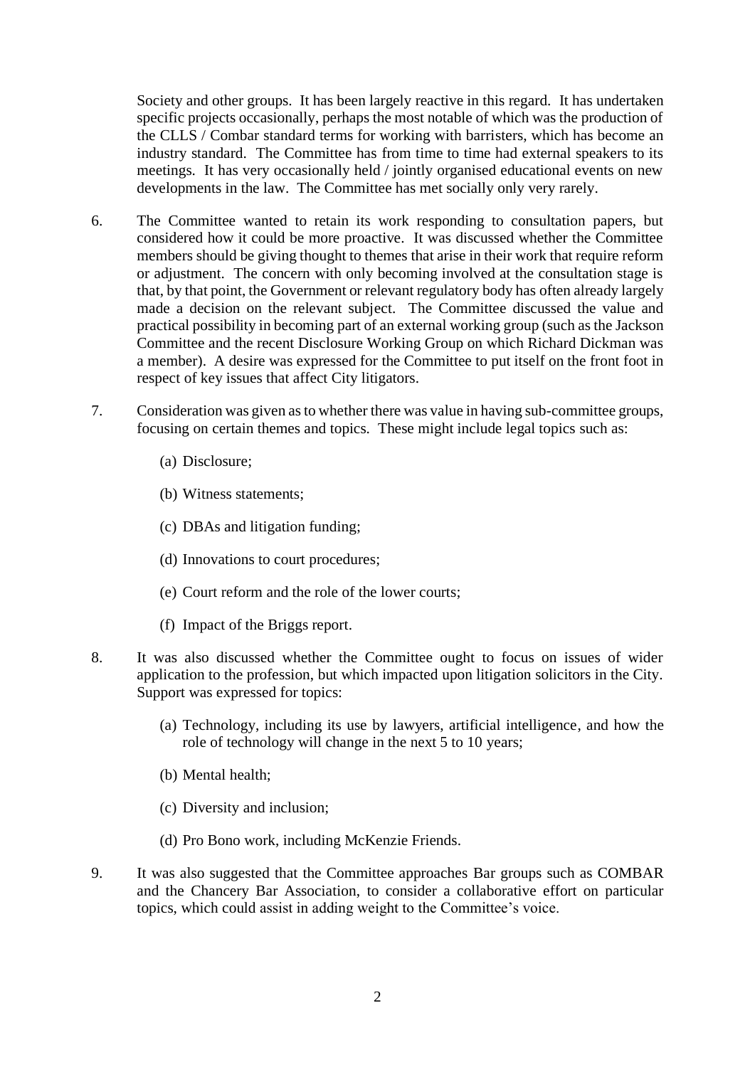Society and other groups. It has been largely reactive in this regard. It has undertaken specific projects occasionally, perhaps the most notable of which was the production of the CLLS / Combar standard terms for working with barristers, which has become an industry standard. The Committee has from time to time had external speakers to its meetings. It has very occasionally held / jointly organised educational events on new developments in the law. The Committee has met socially only very rarely.

6. The Committee wanted to retain its work responding to consultation papers, but considered how it could be more proactive. It was discussed whether the Committee members should be giving thought to themes that arise in their work that require reform or adjustment. The concern with only becoming involved at the consultation stage is that, by that point, the Government or relevant regulatory body has often already largely made a decision on the relevant subject. The Committee discussed the value and practical possibility in becoming part of an external working group (such as the Jackson Committee and the recent Disclosure Working Group on which Richard Dickman was a member). A desire was expressed for the Committee to put itself on the front foot in respect of key issues that affect City litigators.

7. Consideration was given as to whether there was value in having sub-committee groups, focusing on certain themes and topics. These might include legal topics such as:

   (a) Disclosure;

   (b) Witness statements;

   (c) DBAs and litigation funding;

   (d) Innovations to court procedures;

   (e) Court reform and the role of the lower courts;

   (f) Impact of the Briggs report.

8. It was also discussed whether the Committee ought to focus on issues of wider application to the profession, but which impacted upon litigation solicitors in the City. Support was expressed for topics:

   (a) Technology, including its use by lawyers, artificial intelligence, and how the role of technology will change in the next 5 to 10 years;

   (b) Mental health;

   (c) Diversity and inclusion;

   (d) Pro Bono work, including McKenzie Friends.

9. It was also suggested that the Committee approaches Bar groups such as COMBAR and the Chancery Bar Association, to consider a collaborative effort on particular topics, which could assist in adding weight to the Committee's voice.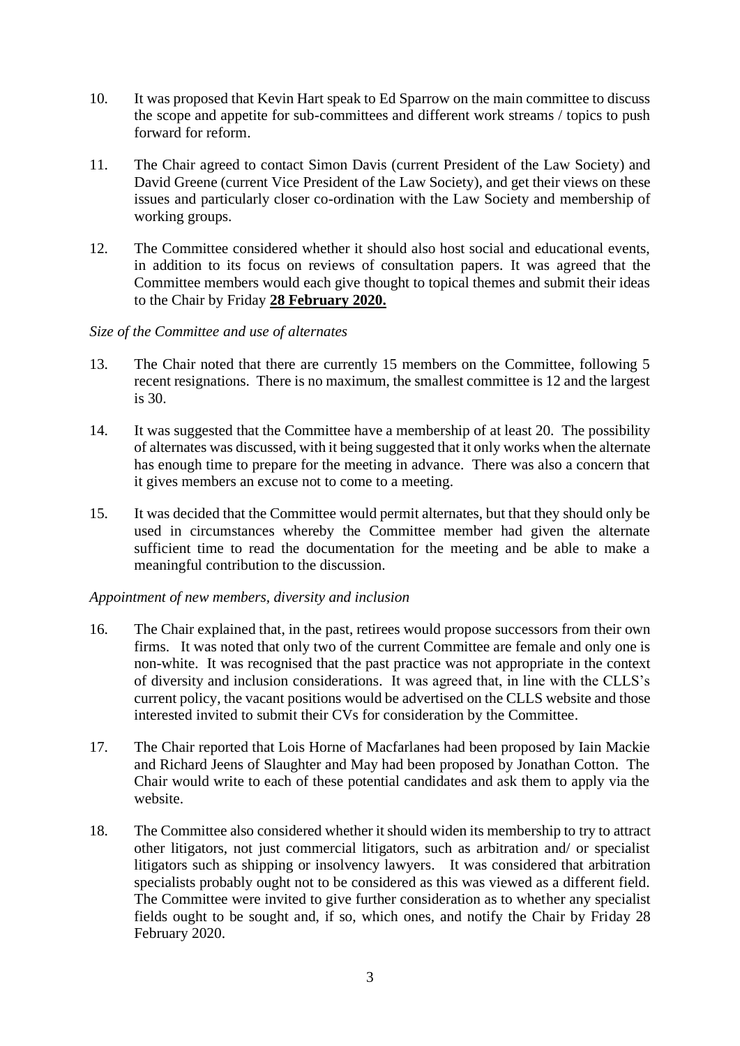10. It was proposed that Kevin Hart speak to Ed Sparrow on the main committee to discuss the scope and appetite for sub-committees and different work streams / topics to push forward for reform.

11. The Chair agreed to contact Simon Davis (current President of the Law Society) and David Greene (current Vice President of the Law Society), and get their views on these issues and particularly closer co-ordination with the Law Society and membership of working groups.

12. The Committee considered whether it should also host social and educational events, in addition to its focus on reviews of consultation papers. It was agreed that the Committee members would each give thought to topical themes and submit their ideas to the Chair by Friday **28 February 2020.**

*Size of the Committee and use of alternates*

13. The Chair noted that there are currently 15 members on the Committee, following 5 recent resignations. There is no maximum, the smallest committee is 12 and the largest is 30.

14. It was suggested that the Committee have a membership of at least 20. The possibility of alternates was discussed, with it being suggested that it only works when the alternate has enough time to prepare for the meeting in advance. There was also a concern that it gives members an excuse not to come to a meeting.

15. It was decided that the Committee would permit alternates, but that they should only be used in circumstances whereby the Committee member had given the alternate sufficient time to read the documentation for the meeting and be able to make a meaningful contribution to the discussion.

*Appointment of new members, diversity and inclusion*

16. The Chair explained that, in the past, retirees would propose successors from their own firms. It was noted that only two of the current Committee are female and only one is non-white. It was recognised that the past practice was not appropriate in the context of diversity and inclusion considerations. It was agreed that, in line with the CLLS's current policy, the vacant positions would be advertised on the CLLS website and those interested invited to submit their CVs for consideration by the Committee.

17. The Chair reported that Lois Horne of Macfarlanes had been proposed by Iain Mackie and Richard Jeens of Slaughter and May had been proposed by Jonathan Cotton. The Chair would write to each of these potential candidates and ask them to apply via the website.

18. The Committee also considered whether it should widen its membership to try to attract other litigators, not just commercial litigators, such as arbitration and/ or specialist litigators such as shipping or insolvency lawyers. It was considered that arbitration specialists probably ought not to be considered as this was viewed as a different field. The Committee were invited to give further consideration as to whether any specialist fields ought to be sought and, if so, which ones, and notify the Chair by Friday 28 February 2020.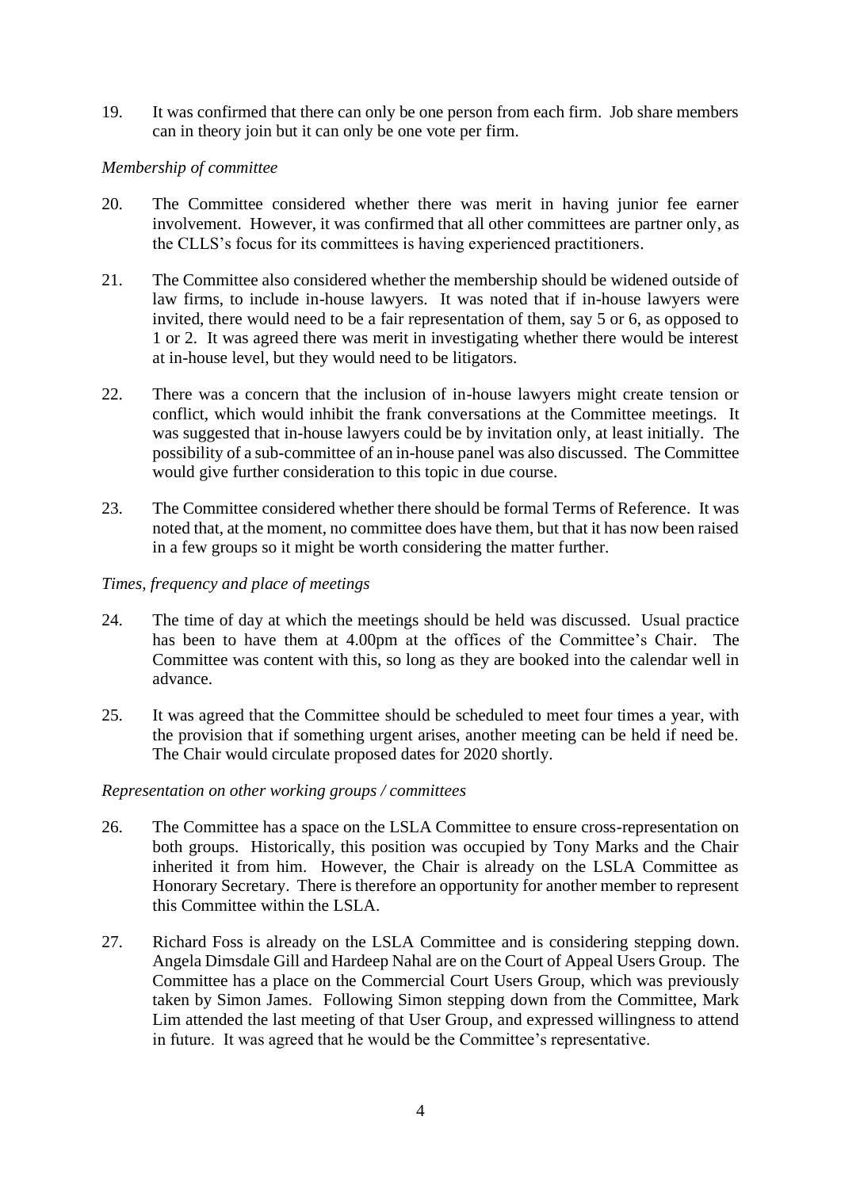19. It was confirmed that there can only be one person from each firm. Job share members can in theory join but it can only be one vote per firm.

*Membership of committee*

20. The Committee considered whether there was merit in having junior fee earner involvement. However, it was confirmed that all other committees are partner only, as the CLLS's focus for its committees is having experienced practitioners.

21. The Committee also considered whether the membership should be widened outside of law firms, to include in-house lawyers. It was noted that if in-house lawyers were invited, there would need to be a fair representation of them, say 5 or 6, as opposed to 1 or 2. It was agreed there was merit in investigating whether there would be interest at in-house level, but they would need to be litigators.

22. There was a concern that the inclusion of in-house lawyers might create tension or conflict, which would inhibit the frank conversations at the Committee meetings. It was suggested that in-house lawyers could be by invitation only, at least initially. The possibility of a sub-committee of an in-house panel was also discussed. The Committee would give further consideration to this topic in due course.

23. The Committee considered whether there should be formal Terms of Reference. It was noted that, at the moment, no committee does have them, but that it has now been raised in a few groups so it might be worth considering the matter further.

*Times, frequency and place of meetings*

24. The time of day at which the meetings should be held was discussed. Usual practice has been to have them at 4.00pm at the offices of the Committee's Chair. The Committee was content with this, so long as they are booked into the calendar well in advance.

25. It was agreed that the Committee should be scheduled to meet four times a year, with the provision that if something urgent arises, another meeting can be held if need be. The Chair would circulate proposed dates for 2020 shortly.

*Representation on other working groups / committees*

26. The Committee has a space on the LSLA Committee to ensure cross-representation on both groups. Historically, this position was occupied by Tony Marks and the Chair inherited it from him. However, the Chair is already on the LSLA Committee as Honorary Secretary. There is therefore an opportunity for another member to represent this Committee within the LSLA.

27. Richard Foss is already on the LSLA Committee and is considering stepping down. Angela Dimsdale Gill and Hardeep Nahal are on the Court of Appeal Users Group. The Committee has a place on the Commercial Court Users Group, which was previously taken by Simon James. Following Simon stepping down from the Committee, Mark Lim attended the last meeting of that User Group, and expressed willingness to attend in future. It was agreed that he would be the Committee's representative.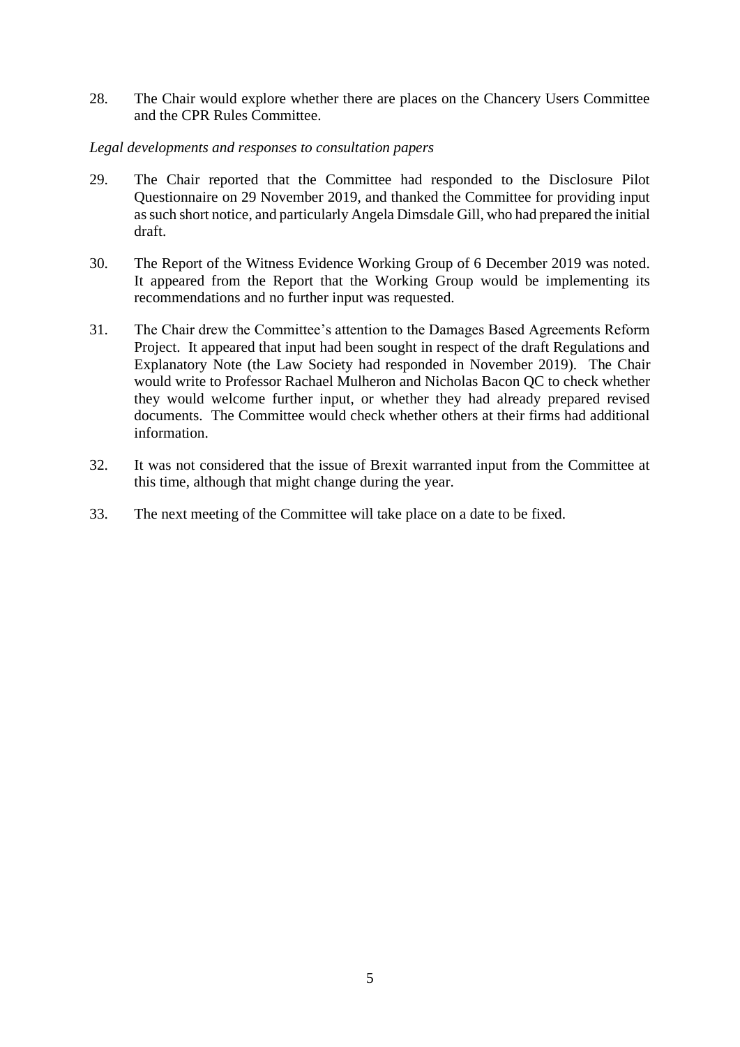28. The Chair would explore whether there are places on the Chancery Users Committee and the CPR Rules Committee.

*Legal developments and responses to consultation papers*

29. The Chair reported that the Committee had responded to the Disclosure Pilot Questionnaire on 29 November 2019, and thanked the Committee for providing input as such short notice, and particularly Angela Dimsdale Gill, who had prepared the initial draft.

30. The Report of the Witness Evidence Working Group of 6 December 2019 was noted. It appeared from the Report that the Working Group would be implementing its recommendations and no further input was requested.

31. The Chair drew the Committee's attention to the Damages Based Agreements Reform Project. It appeared that input had been sought in respect of the draft Regulations and Explanatory Note (the Law Society had responded in November 2019). The Chair would write to Professor Rachael Mulheron and Nicholas Bacon QC to check whether they would welcome further input, or whether they had already prepared revised documents. The Committee would check whether others at their firms had additional information.

32. It was not considered that the issue of Brexit warranted input from the Committee at this time, although that might change during the year.

33. The next meeting of the Committee will take place on a date to be fixed.